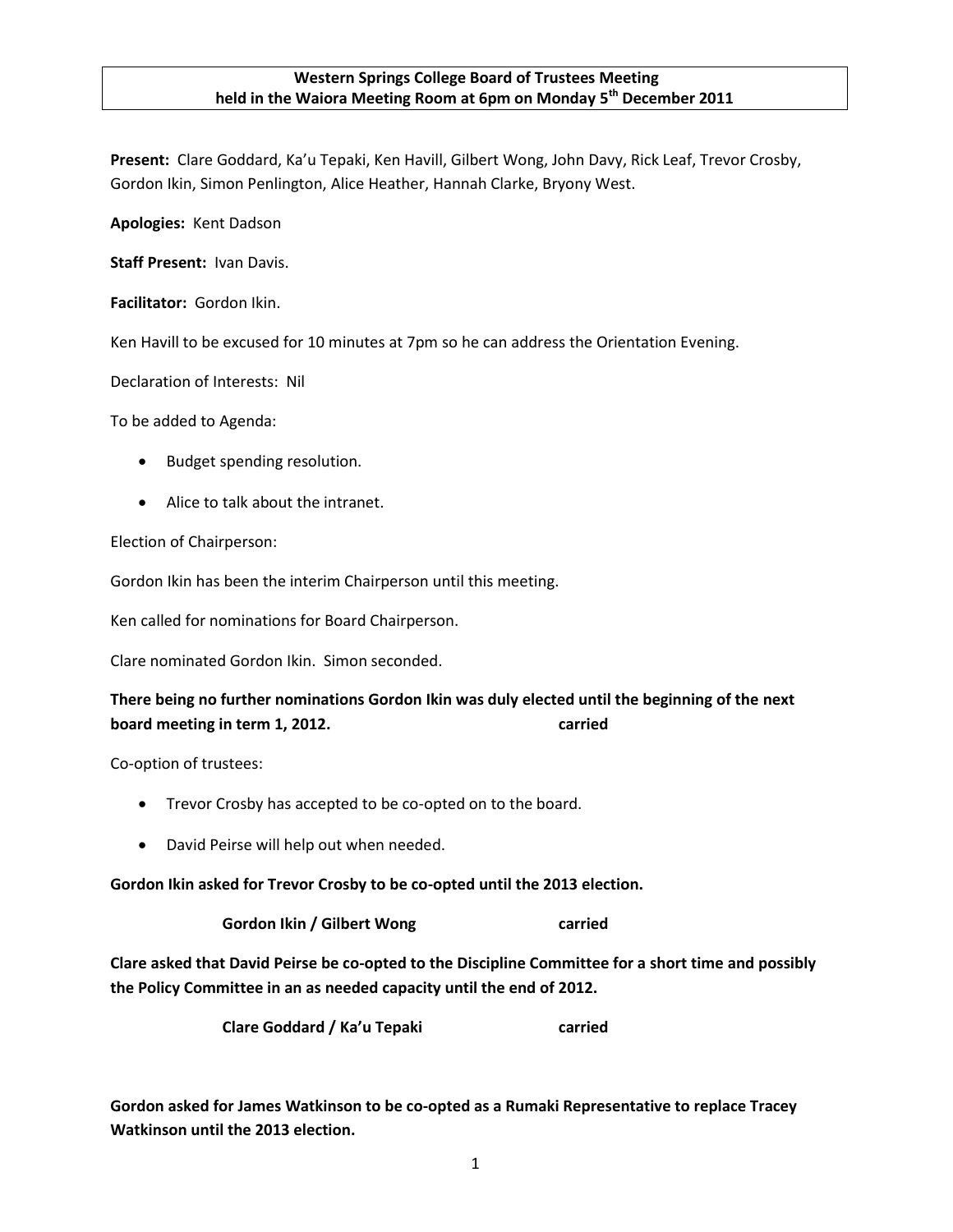**Western Springs College Board of Trustees Meeting held in the Waiora Meeting Room at 6pm on Monday 5th December 2011**

**Present:** Clare Goddard, Ka'u Tepaki, Ken Havill, Gilbert Wong, John Davy, Rick Leaf, Trevor Crosby, Gordon Ikin, Simon Penlington, Alice Heather, Hannah Clarke, Bryony West.

**Apologies:** Kent Dadson

**Staff Present:** Ivan Davis.

**Facilitator:** Gordon Ikin.

Ken Havill to be excused for 10 minutes at 7pm so he can address the Orientation Evening.

Declaration of Interests: Nil

To be added to Agenda:

- Budget spending resolution.
- Alice to talk about the intranet.

Election of Chairperson:

Gordon Ikin has been the interim Chairperson until this meeting.

Ken called for nominations for Board Chairperson.

Clare nominated Gordon Ikin. Simon seconded.

**There being no further nominations Gordon Ikin was duly elected until the beginning of the next board meeting in term 1, 2012. carried**

Co-option of trustees:

- Trevor Crosby has accepted to be co-opted on to the board.
- David Peirse will help out when needed.

**Gordon Ikin asked for Trevor Crosby to be co-opted until the 2013 election.**

**Gordon Ikin / Gilbert Wong carried**

**Clare asked that David Peirse be co-opted to the Discipline Committee for a short time and possibly the Policy Committee in an as needed capacity until the end of 2012.**

**Clare Goddard / Ka'u Tepaki carried**

**Gordon asked for James Watkinson to be co-opted as a Rumaki Representative to replace Tracey Watkinson until the 2013 election.**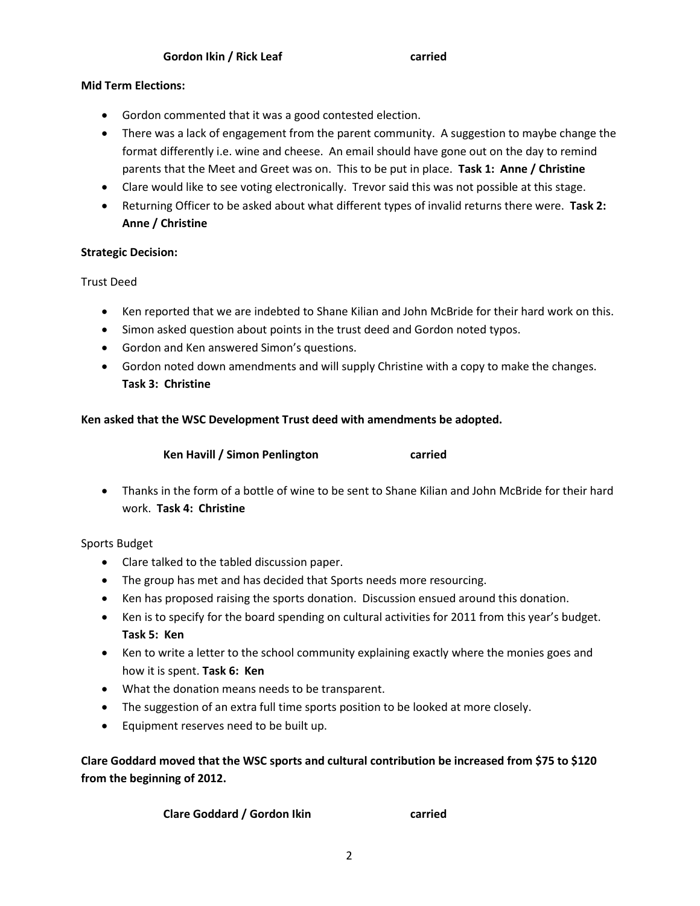**Gordon Ikin / Rick Leaf carried**

**Mid Term Elections:**

- Gordon commented that it was a good contested election.
- There was a lack of engagement from the parent community. A suggestion to maybe change the format differently i.e. wine and cheese. An email should have gone out on the day to remind parents that the Meet and Greet was on. This to be put in place. **Task 1: Anne / Christine**
- Clare would like to see voting electronically. Trevor said this was not possible at this stage.
- Returning Officer to be asked about what different types of invalid returns there were. **Task 2: Anne / Christine**

**Strategic Decision:**

Trust Deed

- Ken reported that we are indebted to Shane Kilian and John McBride for their hard work on this.
- Simon asked question about points in the trust deed and Gordon noted typos.
- Gordon and Ken answered Simon's questions.
- Gordon noted down amendments and will supply Christine with a copy to make the changes. **Task 3: Christine**

**Ken asked that the WSC Development Trust deed with amendments be adopted.**

**Ken Havill / Simon Penlington carried**

- Thanks in the form of a bottle of wine to be sent to Shane Kilian and John McBride for their hard work. **Task 4: Christine**

Sports Budget

- Clare talked to the tabled discussion paper.
- The group has met and has decided that Sports needs more resourcing.
- Ken has proposed raising the sports donation. Discussion ensued around this donation.
- Ken is to specify for the board spending on cultural activities for 2011 from this year's budget. **Task 5: Ken**
- Ken to write a letter to the school community explaining exactly where the monies goes and how it is spent. **Task 6: Ken**
- What the donation means needs to be transparent.
- The suggestion of an extra full time sports position to be looked at more closely.
- Equipment reserves need to be built up.

**Clare Goddard moved that the WSC sports and cultural contribution be increased from $75 to $120 from the beginning of 2012.**

**Clare Goddard / Gordon Ikin carried**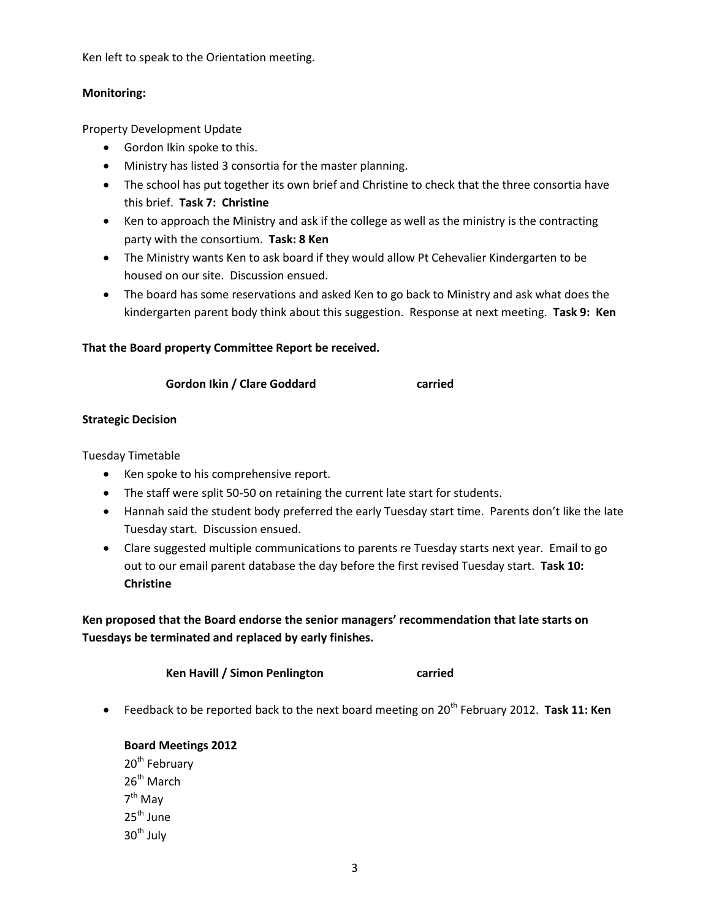Ken left to speak to the Orientation meeting.

**Monitoring:**

Property Development Update

- Gordon Ikin spoke to this.
- Ministry has listed 3 consortia for the master planning.
- The school has put together its own brief and Christine to check that the three consortia have this brief. **Task 7: Christine**
- Ken to approach the Ministry and ask if the college as well as the ministry is the contracting party with the consortium. **Task: 8 Ken**
- The Ministry wants Ken to ask board if they would allow Pt Cehevalier Kindergarten to be housed on our site. Discussion ensued.
- The board has some reservations and asked Ken to go back to Ministry and ask what does the kindergarten parent body think about this suggestion. Response at next meeting. **Task 9: Ken**

**That the Board property Committee Report be received.**

**Gordon Ikin / Clare Goddard** **carried**

**Strategic Decision**

Tuesday Timetable

- Ken spoke to his comprehensive report.
- The staff were split 50-50 on retaining the current late start for students.
- Hannah said the student body preferred the early Tuesday start time. Parents don't like the late Tuesday start. Discussion ensued.
- Clare suggested multiple communications to parents re Tuesday starts next year. Email to go out to our email parent database the day before the first revised Tuesday start. **Task 10: Christine**

**Ken proposed that the Board endorse the senior managers' recommendation that late starts on Tuesdays be terminated and replaced by early finishes.**

**Ken Havill / Simon Penlington** **carried**

- Feedback to be reported back to the next board meeting on 20th February 2012. **Task 11: Ken**

**Board Meetings 2012**

20th February
26th March
7th May
25th June
30th July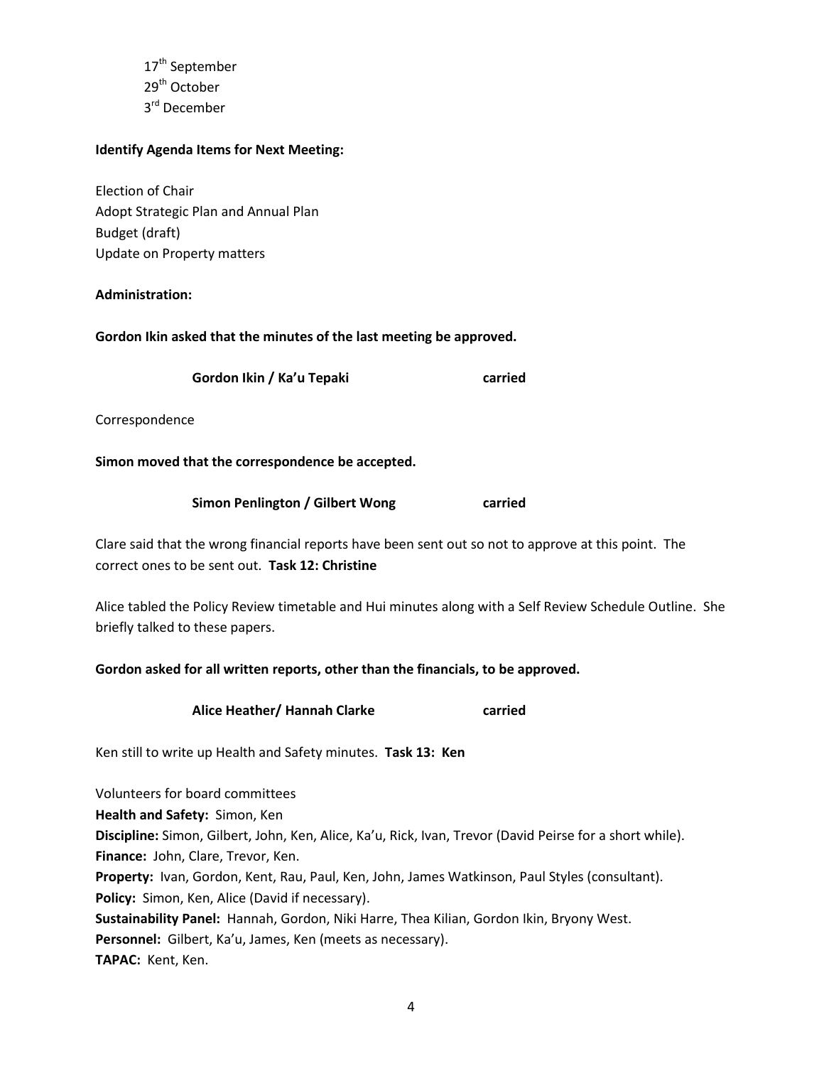17th September
29th October
3rd December

**Identify Agenda Items for Next Meeting:**

Election of Chair
Adopt Strategic Plan and Annual Plan
Budget (draft)
Update on Property matters

**Administration:**

**Gordon Ikin asked that the minutes of the last meeting be approved.**

**Gordon Ikin / Ka'u Tepaki carried**

Correspondence

**Simon moved that the correspondence be accepted.**

**Simon Penlington / Gilbert Wong carried**

Clare said that the wrong financial reports have been sent out so not to approve at this point. The correct ones to be sent out. **Task 12: Christine**

Alice tabled the Policy Review timetable and Hui minutes along with a Self Review Schedule Outline. She briefly talked to these papers.

**Gordon asked for all written reports, other than the financials, to be approved.**

**Alice Heather/ Hannah Clarke carried**

Ken still to write up Health and Safety minutes. **Task 13: Ken**

Volunteers for board committees
**Health and Safety:** Simon, Ken
**Discipline:** Simon, Gilbert, John, Ken, Alice, Ka'u, Rick, Ivan, Trevor (David Peirse for a short while).
**Finance:** John, Clare, Trevor, Ken.
**Property:** Ivan, Gordon, Kent, Rau, Paul, Ken, John, James Watkinson, Paul Styles (consultant).
**Policy:** Simon, Ken, Alice (David if necessary).
**Sustainability Panel:** Hannah, Gordon, Niki Harre, Thea Kilian, Gordon Ikin, Bryony West.
**Personnel:** Gilbert, Ka'u, James, Ken (meets as necessary).
**TAPAC:** Kent, Ken.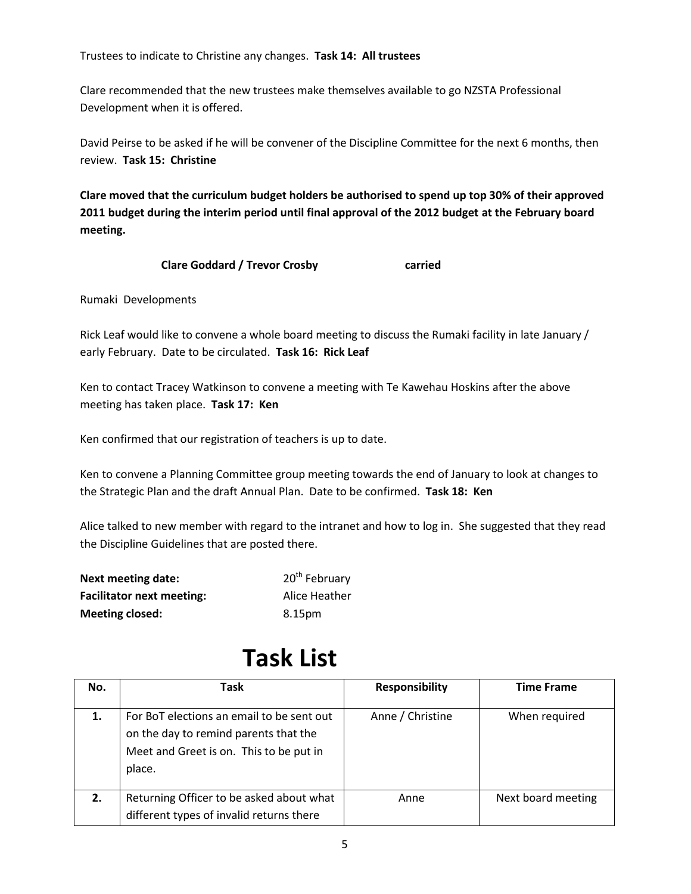Trustees to indicate to Christine any changes.  **Task 14:  All trustees**

Clare recommended that the new trustees make themselves available to go NZSTA Professional Development when it is offered.

David Peirse to be asked if he will be convener of the Discipline Committee for the next 6 months, then review.  **Task 15:  Christine**

**Clare moved that the curriculum budget holders be authorised to spend up top 30% of their approved 2011 budget during the interim period until final approval of the 2012 budget at the February board meeting.**

**Clare Goddard / Trevor Crosby carried**

Rumaki  Developments

Rick Leaf would like to convene a whole board meeting to discuss the Rumaki facility in late January / early February.  Date to be circulated.  **Task 16:  Rick Leaf**

Ken to contact Tracey Watkinson to convene a meeting with Te Kawehau Hoskins after the above meeting has taken place.  **Task 17:  Ken**

Ken confirmed that our registration of teachers is up to date.

Ken to convene a Planning Committee group meeting towards the end of January to look at changes to the Strategic Plan and the draft Annual Plan.  Date to be confirmed.  **Task 18:  Ken**

Alice talked to new member with regard to the intranet and how to log in.  She suggested that they read the Discipline Guidelines that are posted there.

**Next meeting date:** 20th February
**Facilitator next meeting:** Alice Heather
**Meeting closed:** 8.15pm

# Task List

| No. | Task | Responsibility | Time Frame |
| --- | --- | --- | --- |
| **1.** | For BoT elections an email to be sent out on the day to remind parents that the Meet and Greet is on.  This to be put in place. | Anne / Christine | When required |
| **2.** | Returning Officer to be asked about what different types of invalid returns there | Anne | Next board meeting |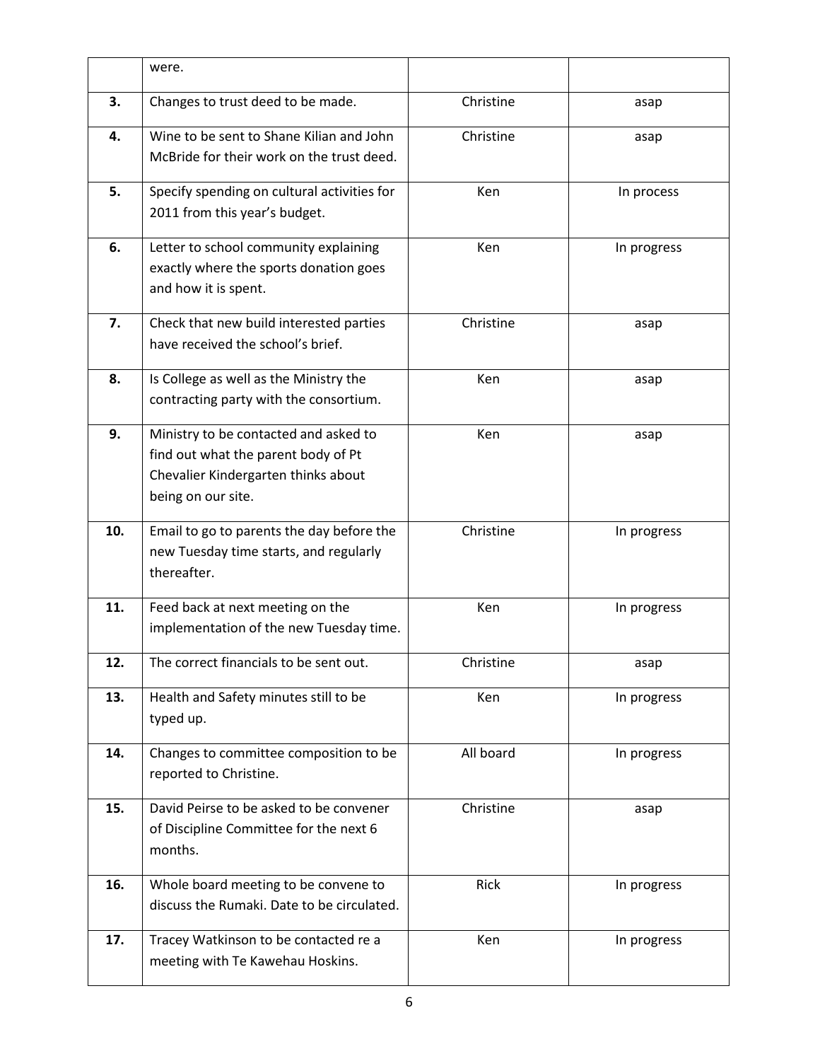| | were. | | |
|---|---|---|---|
| **3.** | Changes to trust deed to be made. | Christine | asap |
| **4.** | Wine to be sent to Shane Kilian and John McBride for their work on the trust deed. | Christine | asap |
| **5.** | Specify spending on cultural activities for 2011 from this year's budget. | Ken | In process |
| **6.** | Letter to school community explaining exactly where the sports donation goes and how it is spent. | Ken | In progress |
| **7.** | Check that new build interested parties have received the school's brief. | Christine | asap |
| **8.** | Is College as well as the Ministry the contracting party with the consortium. | Ken | asap |
| **9.** | Ministry to be contacted and asked to find out what the parent body of Pt Chevalier Kindergarten thinks about being on our site. | Ken | asap |
| **10.** | Email to go to parents the day before the new Tuesday time starts, and regularly thereafter. | Christine | In progress |
| **11.** | Feed back at next meeting on the implementation of the new Tuesday time. | Ken | In progress |
| **12.** | The correct financials to be sent out. | Christine | asap |
| **13.** | Health and Safety minutes still to be typed up. | Ken | In progress |
| **14.** | Changes to committee composition to be reported to Christine. | All board | In progress |
| **15.** | David Peirse to be asked to be convener of Discipline Committee for the next 6 months. | Christine | asap |
| **16.** | Whole board meeting to be convene to discuss the Rumaki. Date to be circulated. | Rick | In progress |
| **17.** | Tracey Watkinson to be contacted re a meeting with Te Kawehau Hoskins. | Ken | In progress |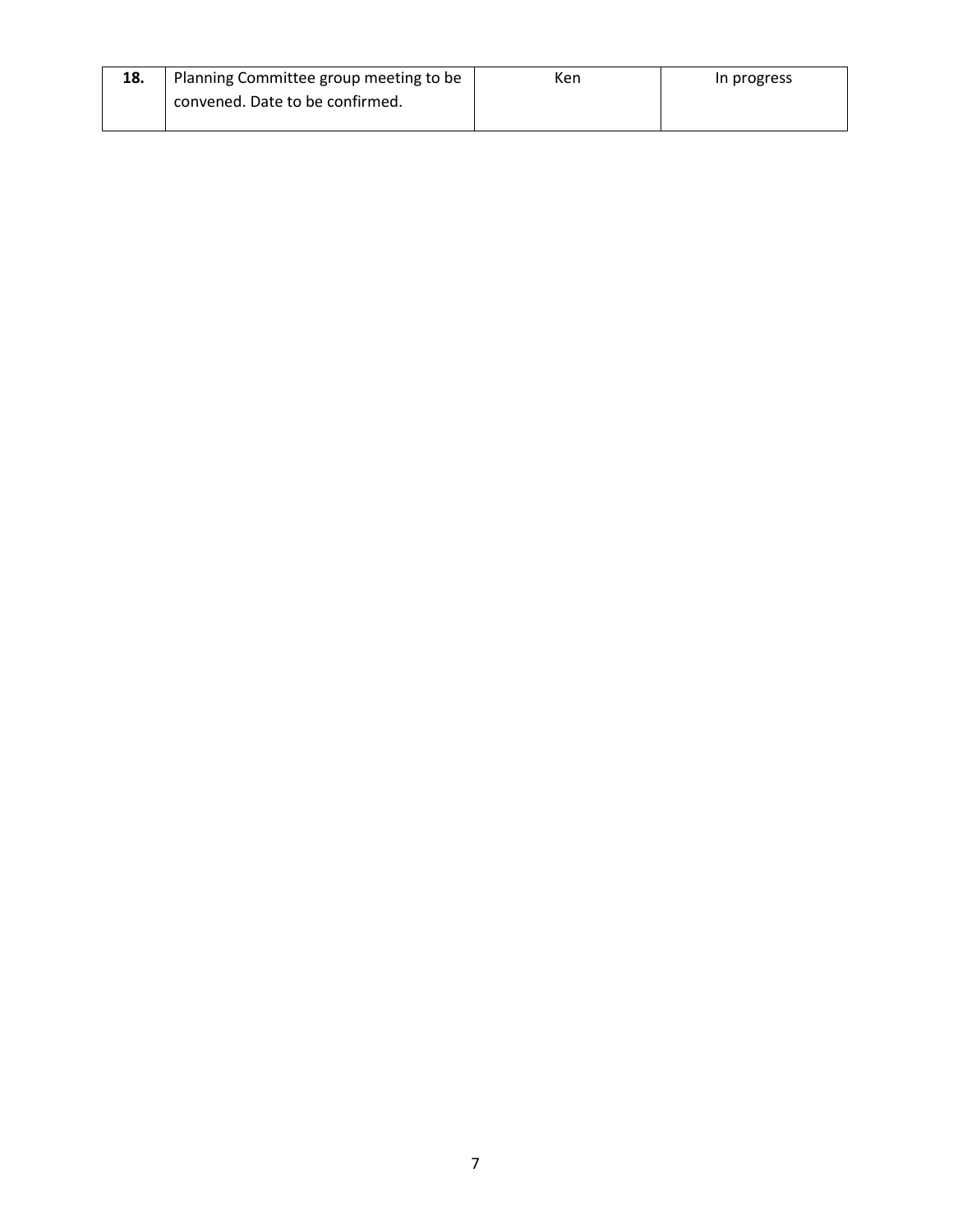| | | | |
|---|---|---|---|
| **18.** | Planning Committee group meeting to be convened. Date to be confirmed. | Ken | In progress |